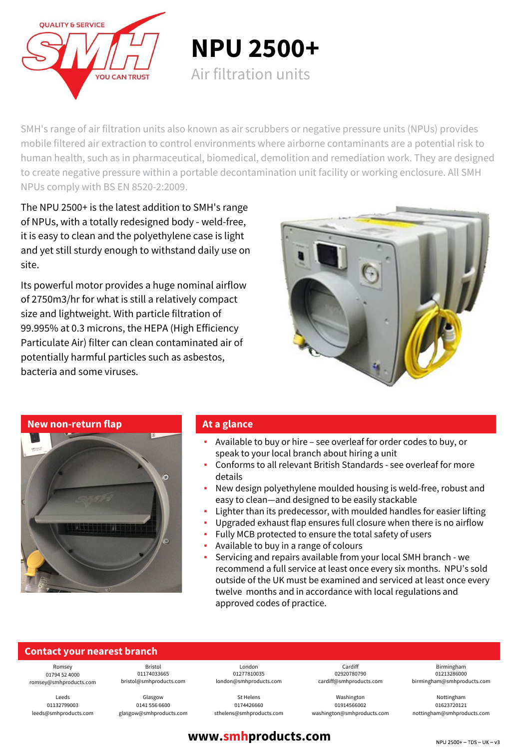# NPU 2500+

## Air filtration units

SMH's range of air filtration units also known as air scrubbers or negative pressure units (NPUs) provides mobile filtered air extraction to control environments where airborne contaminants are a potential risk to human health, such as in pharmaceutical, biomedical, demolition and remediation work. They are designed to create negative pressure within a portable decontamination unit facility or working enclosure. All SMH NPUs comply with BS EN 8520-2:2009.

The NPU 2500+ is the latest addition to SMH's range of NPUs, with a totally redesigned body - weld-free, it is easy to clean and the polyethylene case is light and yet still sturdy enough to withstand daily use on site.

Its powerful motor provides a huge nominal airflow of 2750m3/hr for what is still a relatively compact size and lightweight. With particle filtration of 99.995% at 0.3 microns, the HEPA (High Efficiency Particulate Air) filter can clean contaminated air of potentially harmful particles such as asbestos, bacteria and some viruses.

### New non-return flap

### At a glance

- Available to buy or hire – see overleaf for order codes to buy, or speak to your local branch about hiring a unit
- Conforms to all relevant British Standards - see overleaf for more details
- New design polyethylene moulded housing is weld-free, robust and easy to clean—and designed to be easily stackable
- Lighter than its predecessor, with moulded handles for easier lifting
- Upgraded exhaust flap ensures full closure when there is no airflow
- Fully MCB protected to ensure the total safety of users
- Available to buy in a range of colours
- Servicing and repairs available from your local SMH branch - we recommend a full service at least once every six months. NPU's sold outside of the UK must be examined and serviced at least once every twelve months and in accordance with local regulations and approved codes of practice.

### Contact your nearest branch

| Romsey | Bristol | London | Cardiff | Birmingham |
|---|---|---|---|---|
| 01794 52 4000 | 01174033665 | 01277810035 | 02920780790 | 01213286000 |
| romsey@smhproducts.com | bristol@smhproducts.com | london@smhproducts.com | cardiff@smhproducts.com | birmingham@smhproducts.com |
| **Leeds** | **Glasgow** | **St Helens** | **Washington** | **Nottingham** |
| 01132799003 | 0141 556 6600 | 0174426660 | 01914566002 | 01623720121 |
| leeds@smhproducts.com | glasgow@smhproducts.com | sthelens@smhproducts.com | washington@smhproducts.com | nottingham@smhproducts.com |

**www.smhproducts.com**

NPU 2500+ – TDS – UK – v3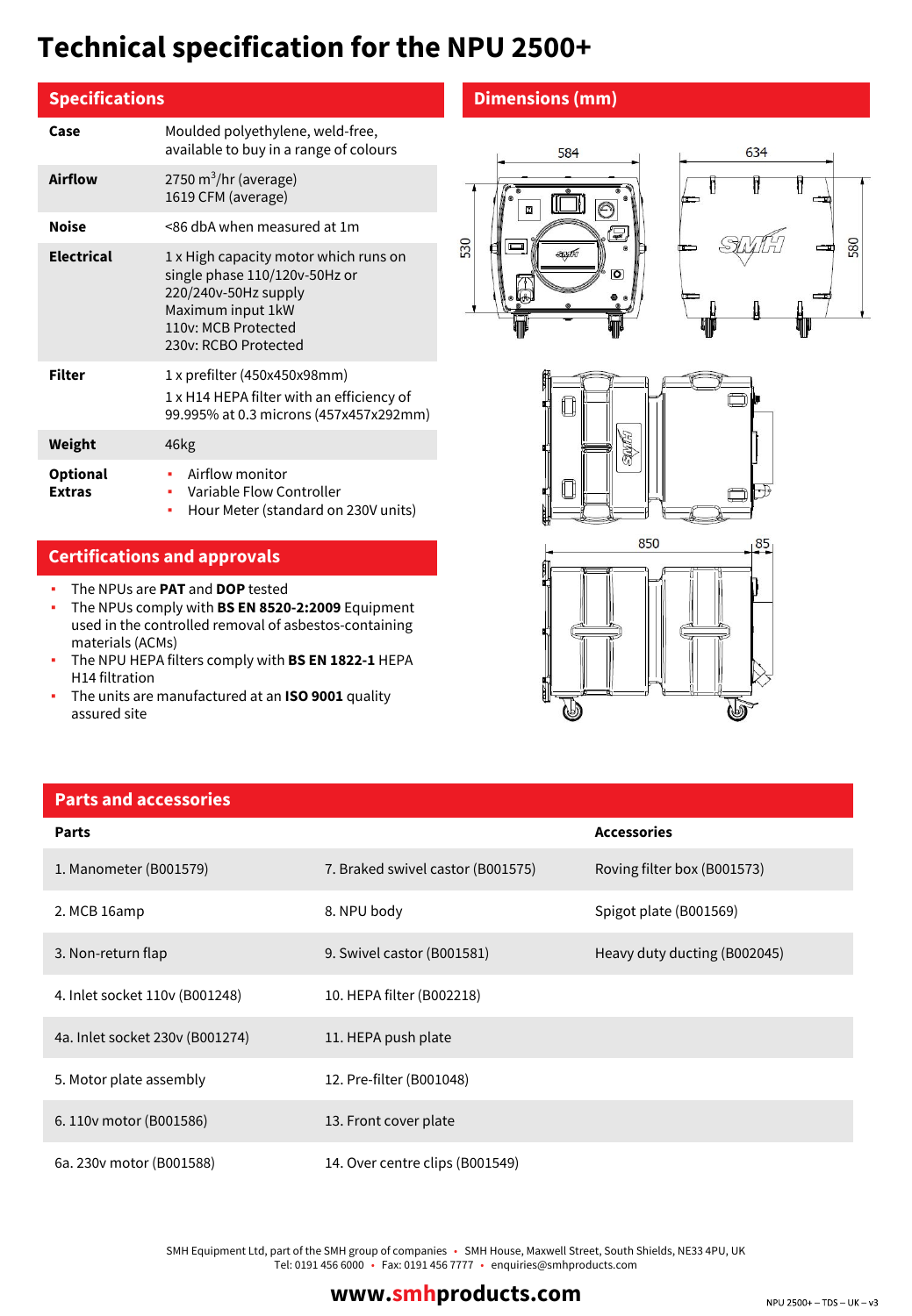# Technical specification for the NPU 2500+

## Specifications

| | |
|---|---|
| **Case** | Moulded polyethylene, weld-free, available to buy in a range of colours |
| **Airflow** | 2750 $m^3$/hr (average)<br>1619 CFM (average) |
| **Noise** | <86 dbA when measured at 1m |
| **Electrical** | 1 x High capacity motor which runs on single phase 110/120v-50Hz or 220/240v-50Hz supply<br>Maximum input 1kW<br>110v: MCB Protected<br>230v: RCBO Protected |
| **Filter** | 1 x prefilter (450x450x98mm)<br>1 x H14 HEPA filter with an efficiency of 99.995% at 0.3 microns (457x457x292mm) |
| **Weight** | 46kg |
| **Optional Extras** | ▪ Airflow monitor<br>▪ Variable Flow Controller<br>▪ Hour Meter (standard on 230V units) |

## Dimensions (mm)

584

634

530

580

850

85

## Certifications and approvals

- The NPUs are **PAT** and **DOP** tested
- The NPUs comply with **BS EN 8520-2:2009** Equipment used in the controlled removal of asbestos-containing materials (ACMs)
- The NPU HEPA filters comply with **BS EN 1822-1** HEPA H14 filtration
- The units are manufactured at an **ISO 9001** quality assured site

## Parts and accessories

| Parts | | Accessories |
|---|---|---|
| 1. Manometer (B001579) | 7. Braked swivel castor (B001575) | Roving filter box (B001573) |
| 2. MCB 16amp | 8. NPU body | Spigot plate (B001569) |
| 3. Non-return flap | 9. Swivel castor (B001581) | Heavy duty ducting (B002045) |
| 4. Inlet socket 110v (B001248) | 10. HEPA filter (B002218) | |
| 4a. Inlet socket 230v (B001274) | 11. HEPA push plate | |
| 5. Motor plate assembly | 12. Pre-filter (B001048) | |
| 6. 110v motor (B001586) | 13. Front cover plate | |
| 6a. 230v motor (B001588) | 14. Over centre clips (B001549) | |

SMH Equipment Ltd, part of the SMH group of companies • SMH House, Maxwell Street, South Shields, NE33 4PU, UK
Tel: 0191 456 6000 • Fax: 0191 456 7777 • enquiries@smhproducts.com

**www.smhproducts.com**

NPU 2500+ – TDS – UK – v3